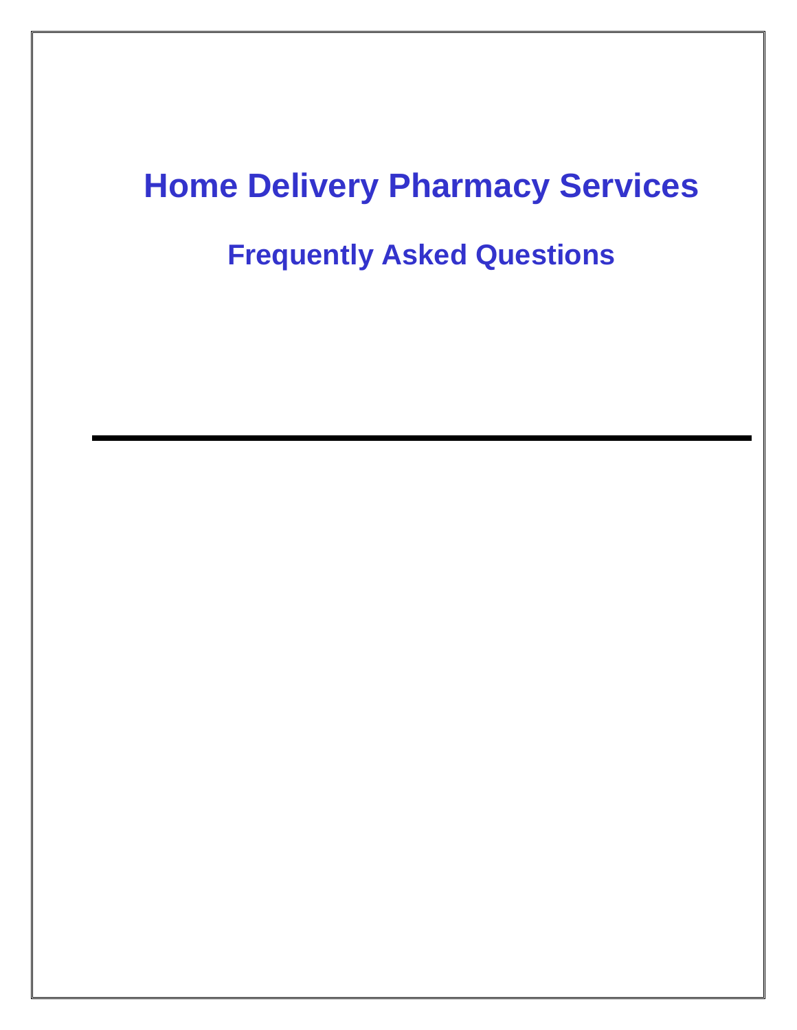# Home Delivery Pharmacy Services

## Frequently Asked Questions

---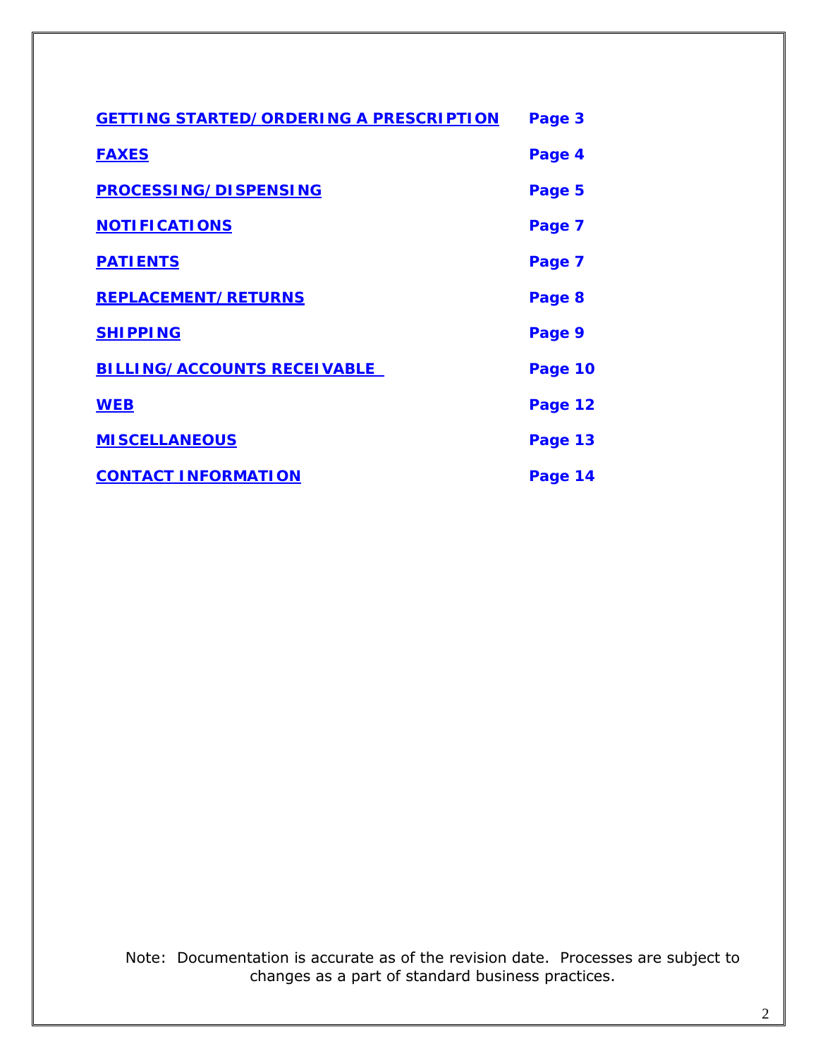| | |
|---|---|
| **GETTING STARTED/ORDERING A PRESCRIPTION** | **Page 3** |
| **FAXES** | **Page 4** |
| **PROCESSING/DISPENSING** | **Page 5** |
| **NOTIFICATIONS** | **Page 7** |
| **PATIENTS** | **Page 7** |
| **REPLACEMENT/RETURNS** | **Page 8** |
| **SHIPPING** | **Page 9** |
| **BILLING/ACCOUNTS RECEIVABLE** | **Page 10** |
| **WEB** | **Page 12** |
| **MISCELLANEOUS** | **Page 13** |
| **CONTACT INFORMATION** | **Page 14** |

Note: Documentation is accurate as of the revision date. Processes are subject to changes as a part of standard business practices.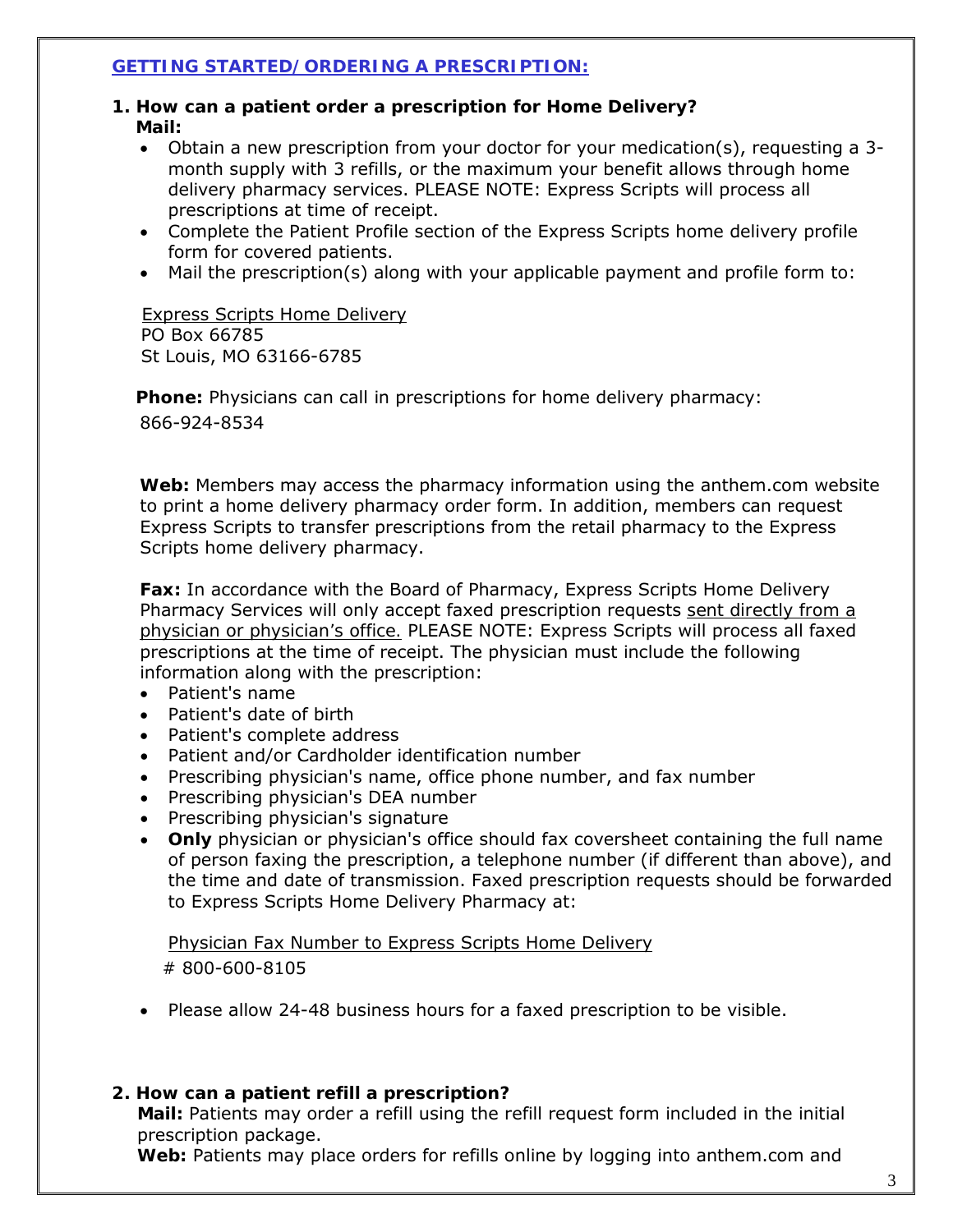## GETTING STARTED/ORDERING A PRESCRIPTION:

**1. How can a patient order a prescription for Home Delivery?**

**Mail:**

- Obtain a new prescription from your doctor for your medication(s), requesting a 3-month supply with 3 refills, or the maximum your benefit allows through home delivery pharmacy services. PLEASE NOTE: Express Scripts will process all prescriptions at time of receipt.
- Complete the Patient Profile section of the Express Scripts home delivery profile form for covered patients.
- Mail the prescription(s) along with your applicable payment and profile form to:

Express Scripts Home Delivery
PO Box 66785
St Louis, MO 63166-6785

**Phone:** Physicians can call in prescriptions for home delivery pharmacy:
866-924-8534

**Web:** Members may access the pharmacy information using the anthem.com website to print a home delivery pharmacy order form. In addition, members can request Express Scripts to transfer prescriptions from the retail pharmacy to the Express Scripts home delivery pharmacy.

**Fax:** In accordance with the Board of Pharmacy, Express Scripts Home Delivery Pharmacy Services will only accept faxed prescription requests sent directly from a physician or physician's office. PLEASE NOTE: Express Scripts will process all faxed prescriptions at the time of receipt. The physician must include the following information along with the prescription:

- Patient's name
- Patient's date of birth
- Patient's complete address
- Patient and/or Cardholder identification number
- Prescribing physician's name, office phone number, and fax number
- Prescribing physician's DEA number
- Prescribing physician's signature
- **Only** physician or physician's office should fax coversheet containing the full name of person faxing the prescription, a telephone number (if different than above), and the time and date of transmission. Faxed prescription requests should be forwarded to Express Scripts Home Delivery Pharmacy at:

  Physician Fax Number to Express Scripts Home Delivery
  # 800-600-8105

- Please allow 24-48 business hours for a faxed prescription to be visible.

**2. How can a patient refill a prescription?**

**Mail:** Patients may order a refill using the refill request form included in the initial prescription package.

**Web:** Patients may place orders for refills online by logging into anthem.com and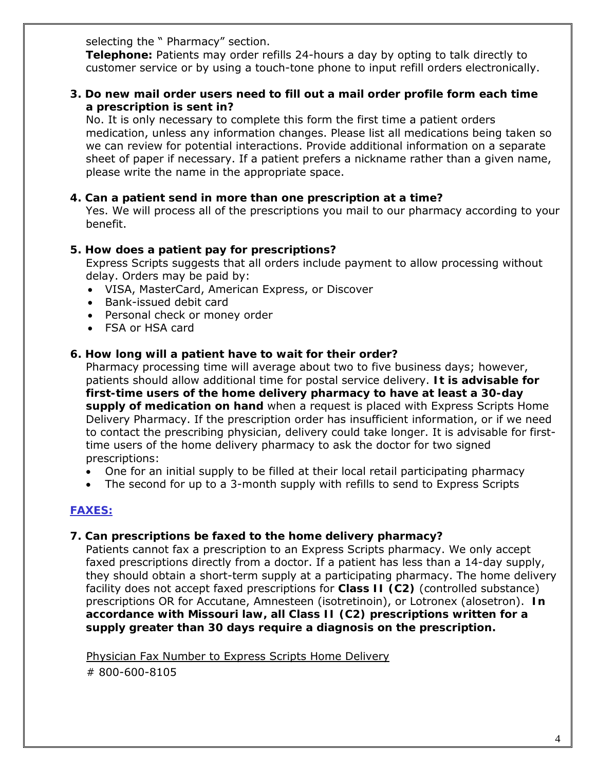selecting the " Pharmacy" section.

**Telephone:** Patients may order refills 24-hours a day by opting to talk directly to customer service or by using a touch-tone phone to input refill orders electronically.

**3. Do new mail order users need to fill out a mail order profile form each time a prescription is sent in?**

No. It is only necessary to complete this form the first time a patient orders medication, unless any information changes. Please list all medications being taken so we can review for potential interactions. Provide additional information on a separate sheet of paper if necessary. If a patient prefers a nickname rather than a given name, please write the name in the appropriate space.

**4. Can a patient send in more than one prescription at a time?**

Yes. We will process all of the prescriptions you mail to our pharmacy according to your benefit.

**5. How does a patient pay for prescriptions?**

Express Scripts suggests that all orders include payment to allow processing without delay. Orders may be paid by:

- VISA, MasterCard, American Express, or Discover
- Bank-issued debit card
- Personal check or money order
- FSA or HSA card

**6. How long will a patient have to wait for their order?**

Pharmacy processing time will average about two to five business days; however, patients should allow additional time for postal service delivery. **It is advisable for first-time users of the home delivery pharmacy to have at least a 30-day supply of medication on hand** when a request is placed with Express Scripts Home Delivery Pharmacy. If the prescription order has insufficient information, or if we need to contact the prescribing physician, delivery could take longer. It is advisable for first-time users of the home delivery pharmacy to ask the doctor for two signed prescriptions:

- One for an initial supply to be filled at their local retail participating pharmacy
- The second for up to a 3-month supply with refills to send to Express Scripts

## FAXES:

**7. Can prescriptions be faxed to the home delivery pharmacy?**

Patients cannot fax a prescription to an Express Scripts pharmacy. We only accept faxed prescriptions directly from a doctor. If a patient has less than a 14-day supply, they should obtain a short-term supply at a participating pharmacy. The home delivery facility does not accept faxed prescriptions for **Class II (C2)** (controlled substance) prescriptions OR for Accutane, Amnesteen (isotretinoin), or Lotronex (alosetron). **In accordance with Missouri law, all Class II (C2) prescriptions written for a supply greater than 30 days require a diagnosis on the prescription.**

Physician Fax Number to Express Scripts Home Delivery

# 800-600-8105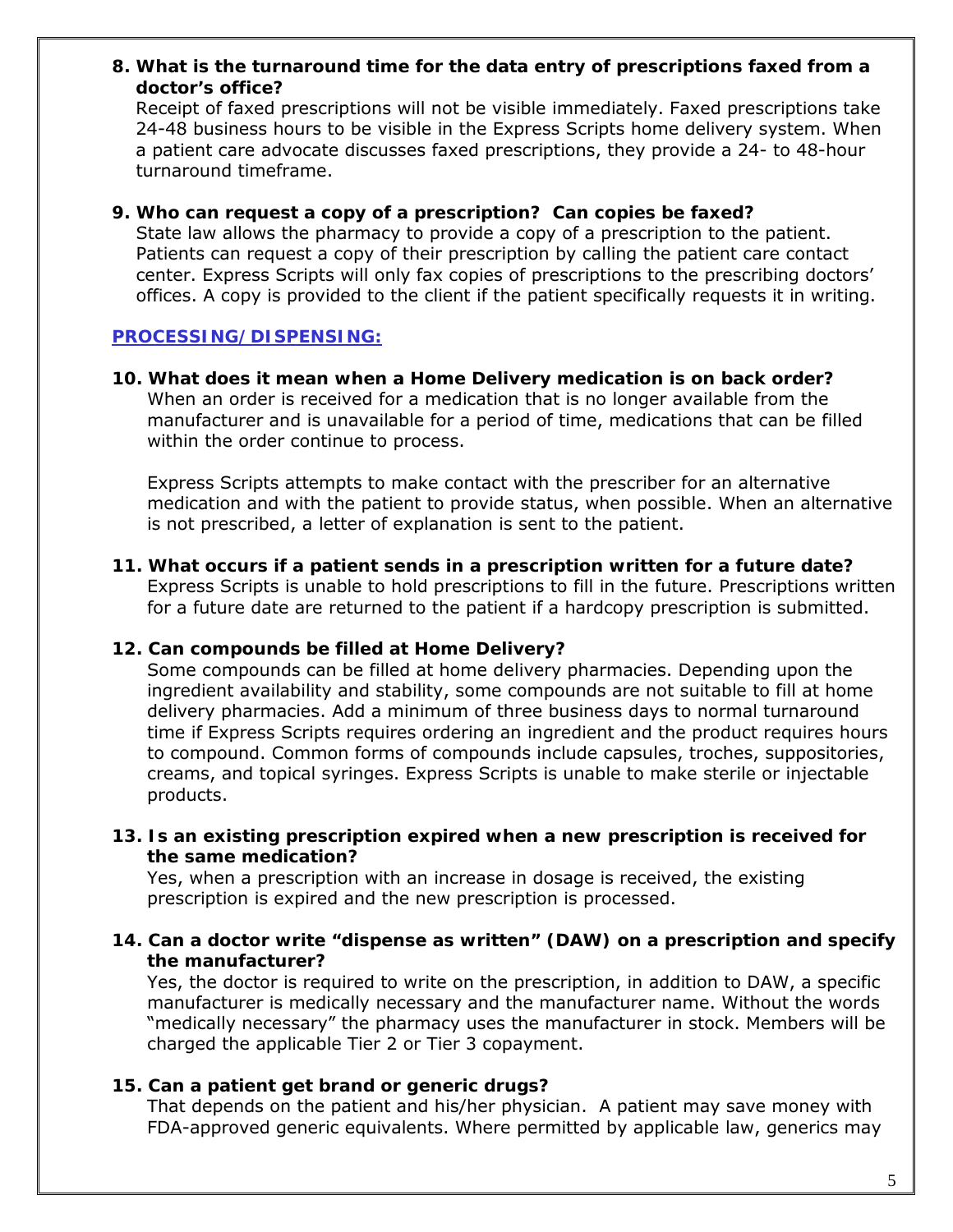**8. What is the turnaround time for the data entry of prescriptions faxed from a doctor's office?**

Receipt of faxed prescriptions will not be visible immediately. Faxed prescriptions take 24-48 business hours to be visible in the Express Scripts home delivery system. When a patient care advocate discusses faxed prescriptions, they provide a 24- to 48-hour turnaround timeframe.

**9. Who can request a copy of a prescription? Can copies be faxed?**

State law allows the pharmacy to provide a copy of a prescription to the patient. Patients can request a copy of their prescription by calling the patient care contact center. Express Scripts will only fax copies of prescriptions to the prescribing doctors' offices. A copy is provided to the client if the patient specifically requests it in writing.

## PROCESSING/DISPENSING:

**10. What does it mean when a Home Delivery medication is on back order?**

When an order is received for a medication that is no longer available from the manufacturer and is unavailable for a period of time, medications that can be filled within the order continue to process.

Express Scripts attempts to make contact with the prescriber for an alternative medication and with the patient to provide status, when possible. When an alternative is not prescribed, a letter of explanation is sent to the patient.

**11. What occurs if a patient sends in a prescription written for a future date?**

Express Scripts is unable to hold prescriptions to fill in the future. Prescriptions written for a future date are returned to the patient if a hardcopy prescription is submitted.

**12. Can compounds be filled at Home Delivery?**

Some compounds can be filled at home delivery pharmacies. Depending upon the ingredient availability and stability, some compounds are not suitable to fill at home delivery pharmacies. Add a minimum of three business days to normal turnaround time if Express Scripts requires ordering an ingredient and the product requires hours to compound. Common forms of compounds include capsules, troches, suppositories, creams, and topical syringes. Express Scripts is unable to make sterile or injectable products.

**13. Is an existing prescription expired when a new prescription is received for the same medication?**

Yes, when a prescription with an increase in dosage is received, the existing prescription is expired and the new prescription is processed.

**14. Can a doctor write "dispense as written" (DAW) on a prescription and specify the manufacturer?**

Yes, the doctor is required to write on the prescription, in addition to DAW, a specific manufacturer is medically necessary and the manufacturer name. Without the words "medically necessary" the pharmacy uses the manufacturer in stock. Members will be charged the applicable Tier 2 or Tier 3 copayment.

**15. Can a patient get brand or generic drugs?**

That depends on the patient and his/her physician. A patient may save money with FDA-approved generic equivalents. Where permitted by applicable law, generics may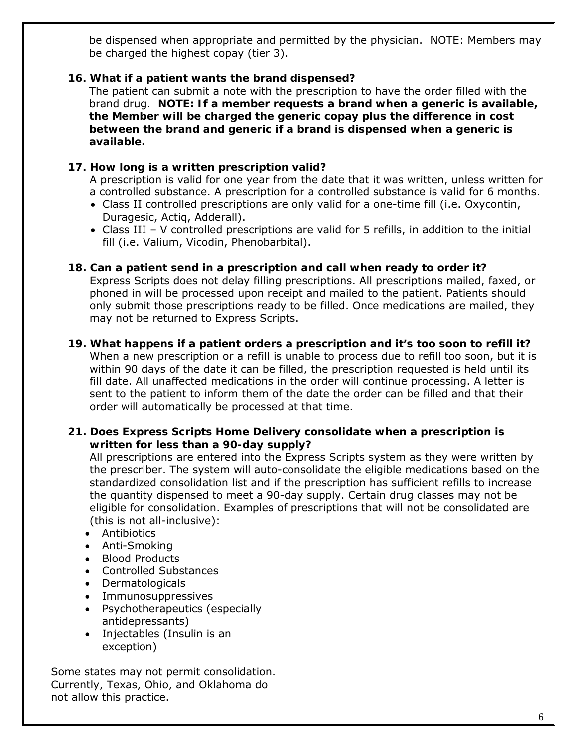be dispensed when appropriate and permitted by the physician. NOTE: Members may be charged the highest copay (tier 3).

**16. What if a patient wants the brand dispensed?**

The patient can submit a note with the prescription to have the order filled with the brand drug. **NOTE: If a member requests a brand when a generic is available, the Member will be charged the generic copay plus the difference in cost between the brand and generic if a brand is dispensed when a generic is available.**

**17. How long is a written prescription valid?**

A prescription is valid for one year from the date that it was written, unless written for a controlled substance. A prescription for a controlled substance is valid for 6 months.

- Class II controlled prescriptions are only valid for a one-time fill (i.e. Oxycontin, Duragesic, Actiq, Adderall).
- Class III – V controlled prescriptions are valid for 5 refills, in addition to the initial fill (i.e. Valium, Vicodin, Phenobarbital).

**18. Can a patient send in a prescription and call when ready to order it?**

Express Scripts does not delay filling prescriptions. All prescriptions mailed, faxed, or phoned in will be processed upon receipt and mailed to the patient. Patients should only submit those prescriptions ready to be filled. Once medications are mailed, they may not be returned to Express Scripts.

**19. What happens if a patient orders a prescription and it's too soon to refill it?**

When a new prescription or a refill is unable to process due to refill too soon, but it is within 90 days of the date it can be filled, the prescription requested is held until its fill date. All unaffected medications in the order will continue processing. A letter is sent to the patient to inform them of the date the order can be filled and that their order will automatically be processed at that time.

**21. Does Express Scripts Home Delivery consolidate when a prescription is written for less than a 90-day supply?**

All prescriptions are entered into the Express Scripts system as they were written by the prescriber. The system will auto-consolidate the eligible medications based on the standardized consolidation list and if the prescription has sufficient refills to increase the quantity dispensed to meet a 90-day supply. Certain drug classes may not be eligible for consolidation. Examples of prescriptions that will not be consolidated are (this is not all-inclusive):

- Antibiotics
- Anti-Smoking
- Blood Products
- Controlled Substances
- Dermatologicals
- Immunosuppressives
- Psychotherapeutics (especially antidepressants)
- Injectables (Insulin is an exception)

Some states may not permit consolidation. Currently, Texas, Ohio, and Oklahoma do not allow this practice.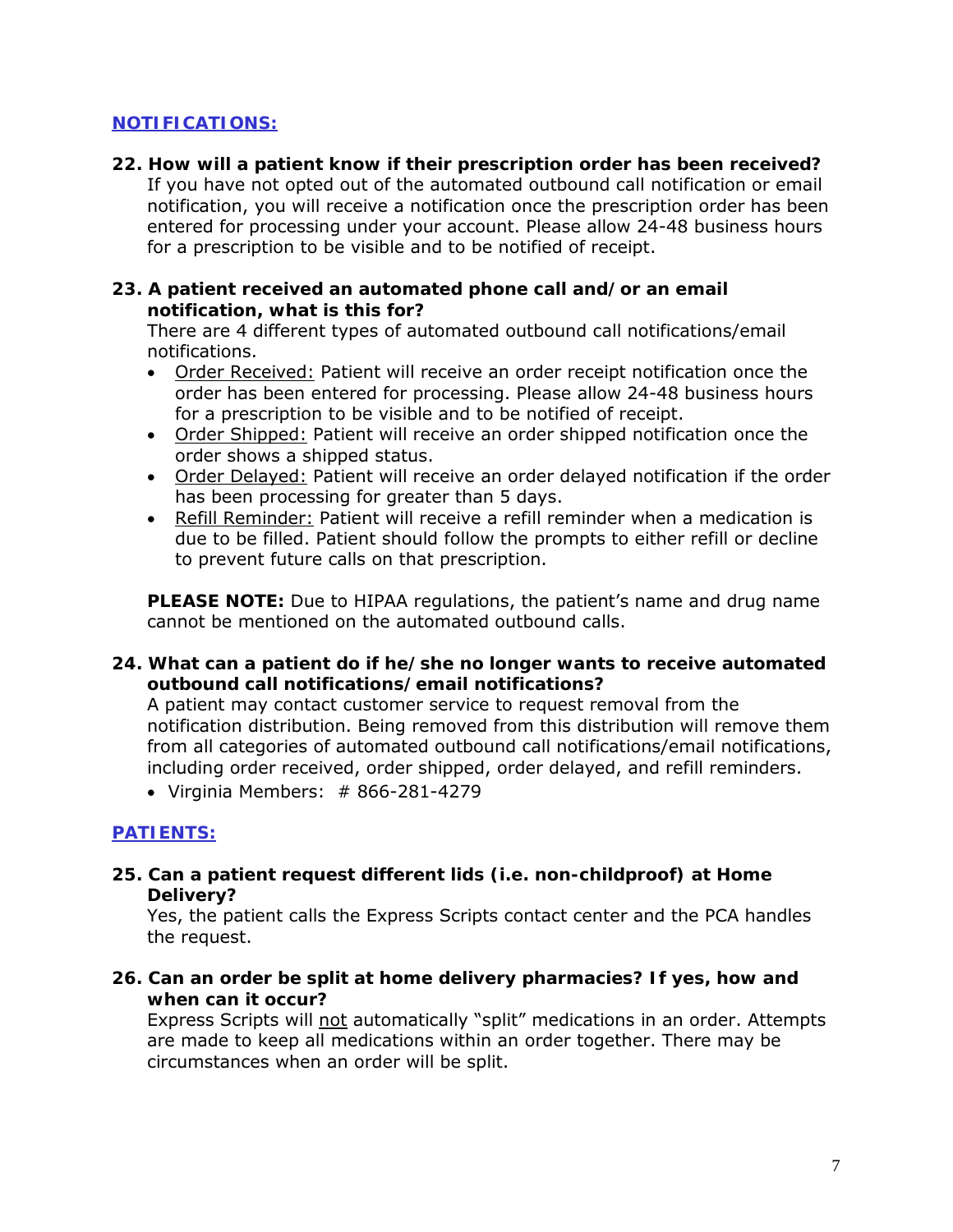## NOTIFICATIONS:

**22. How will a patient know if their prescription order has been received?**

If you have not opted out of the automated outbound call notification or email notification, you will receive a notification once the prescription order has been entered for processing under your account. Please allow 24-48 business hours for a prescription to be visible and to be notified of receipt.

**23. A patient received an automated phone call and/or an email notification, what is this for?**

There are 4 different types of automated outbound call notifications/email notifications.

- <u>Order Received:</u> Patient will receive an order receipt notification once the order has been entered for processing. Please allow 24-48 business hours for a prescription to be visible and to be notified of receipt.
- <u>Order Shipped:</u> Patient will receive an order shipped notification once the order shows a shipped status.
- <u>Order Delayed:</u> Patient will receive an order delayed notification if the order has been processing for greater than 5 days.
- <u>Refill Reminder:</u> Patient will receive a refill reminder when a medication is due to be filled. Patient should follow the prompts to either refill or decline to prevent future calls on that prescription.

**PLEASE NOTE:** Due to HIPAA regulations, the patient's name and drug name cannot be mentioned on the automated outbound calls.

**24. What can a patient do if he/she no longer wants to receive automated outbound call notifications/email notifications?**

A patient may contact customer service to request removal from the notification distribution. Being removed from this distribution will remove them from all categories of automated outbound call notifications/email notifications, including order received, order shipped, order delayed, and refill reminders.

- Virginia Members: # 866-281-4279

## PATIENTS:

**25. Can a patient request different lids (i.e. non-childproof) at Home Delivery?**

Yes, the patient calls the Express Scripts contact center and the PCA handles the request.

**26. Can an order be split at home delivery pharmacies? If yes, how and when can it occur?**

Express Scripts will <u>not</u> automatically "split" medications in an order. Attempts are made to keep all medications within an order together. There may be circumstances when an order will be split.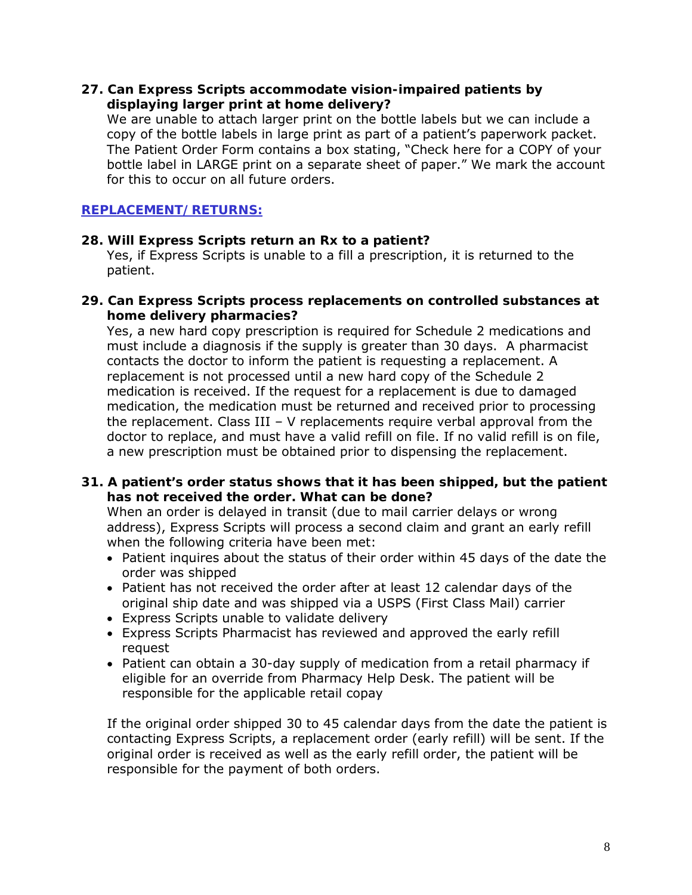**27. Can Express Scripts accommodate vision-impaired patients by displaying larger print at home delivery?**

We are unable to attach larger print on the bottle labels but we can include a copy of the bottle labels in large print as part of a patient's paperwork packet. The Patient Order Form contains a box stating, "Check here for a COPY of your bottle label in LARGE print on a separate sheet of paper." We mark the account for this to occur on all future orders.

## REPLACEMENT/RETURNS:

**28. Will Express Scripts return an Rx to a patient?**

Yes, if Express Scripts is unable to a fill a prescription, it is returned to the patient.

**29. Can Express Scripts process replacements on controlled substances at home delivery pharmacies?**

Yes, a new hard copy prescription is required for Schedule 2 medications and must include a diagnosis if the supply is greater than 30 days. A pharmacist contacts the doctor to inform the patient is requesting a replacement. A replacement is not processed until a new hard copy of the Schedule 2 medication is received. If the request for a replacement is due to damaged medication, the medication must be returned and received prior to processing the replacement. Class III – V replacements require verbal approval from the doctor to replace, and must have a valid refill on file. If no valid refill is on file, a new prescription must be obtained prior to dispensing the replacement.

**31. A patient's order status shows that it has been shipped, but the patient has not received the order. What can be done?**

When an order is delayed in transit (due to mail carrier delays or wrong address), Express Scripts will process a second claim and grant an early refill when the following criteria have been met:

- Patient inquires about the status of their order within 45 days of the date the order was shipped
- Patient has not received the order after at least 12 calendar days of the original ship date and was shipped via a USPS (First Class Mail) carrier
- Express Scripts unable to validate delivery
- Express Scripts Pharmacist has reviewed and approved the early refill request
- Patient can obtain a 30-day supply of medication from a retail pharmacy if eligible for an override from Pharmacy Help Desk. The patient will be responsible for the applicable retail copay

If the original order shipped 30 to 45 calendar days from the date the patient is contacting Express Scripts, a replacement order (early refill) will be sent. If the original order is received as well as the early refill order, the patient will be responsible for the payment of both orders.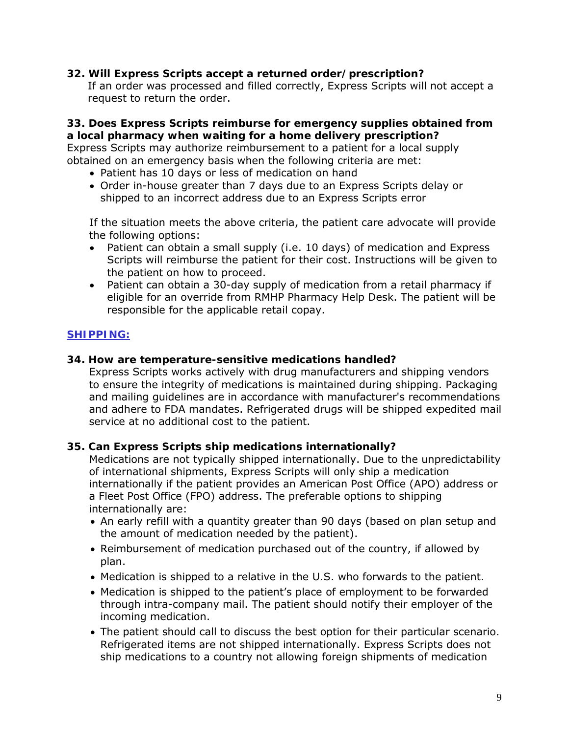**32. Will Express Scripts accept a returned order/prescription?**

If an order was processed and filled correctly, Express Scripts will not accept a request to return the order.

**33. Does Express Scripts reimburse for emergency supplies obtained from a local pharmacy when waiting for a home delivery prescription?**

Express Scripts may authorize reimbursement to a patient for a local supply obtained on an emergency basis when the following criteria are met:

- Patient has 10 days or less of medication on hand
- Order in-house greater than 7 days due to an Express Scripts delay or shipped to an incorrect address due to an Express Scripts error

If the situation meets the above criteria, the patient care advocate will provide the following options:

- Patient can obtain a small supply (i.e. 10 days) of medication and Express Scripts will reimburse the patient for their cost. Instructions will be given to the patient on how to proceed.
- Patient can obtain a 30-day supply of medication from a retail pharmacy if eligible for an override from RMHP Pharmacy Help Desk. The patient will be responsible for the applicable retail copay.

## SHIPPING:

**34. How are temperature-sensitive medications handled?**

Express Scripts works actively with drug manufacturers and shipping vendors to ensure the integrity of medications is maintained during shipping. Packaging and mailing guidelines are in accordance with manufacturer's recommendations and adhere to FDA mandates. Refrigerated drugs will be shipped expedited mail service at no additional cost to the patient.

**35. Can Express Scripts ship medications internationally?**

Medications are not typically shipped internationally. Due to the unpredictability of international shipments, Express Scripts will only ship a medication internationally if the patient provides an American Post Office (APO) address or a Fleet Post Office (FPO) address. The preferable options to shipping internationally are:

- An early refill with a quantity greater than 90 days (based on plan setup and the amount of medication needed by the patient).
- Reimbursement of medication purchased out of the country, if allowed by plan.
- Medication is shipped to a relative in the U.S. who forwards to the patient.
- Medication is shipped to the patient's place of employment to be forwarded through intra-company mail. The patient should notify their employer of the incoming medication.
- The patient should call to discuss the best option for their particular scenario. Refrigerated items are not shipped internationally. Express Scripts does not ship medications to a country not allowing foreign shipments of medication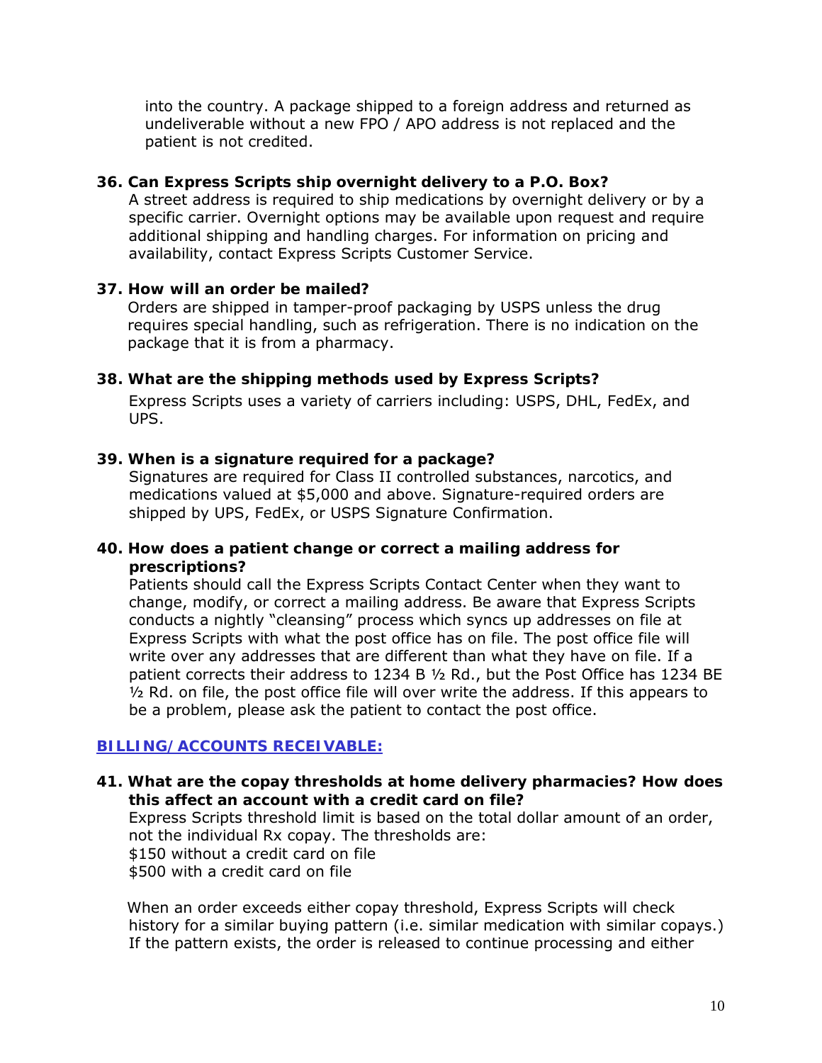into the country. A package shipped to a foreign address and returned as undeliverable without a new FPO / APO address is not replaced and the patient is not credited.

**36. Can Express Scripts ship overnight delivery to a P.O. Box?**

A street address is required to ship medications by overnight delivery or by a specific carrier. Overnight options may be available upon request and require additional shipping and handling charges. For information on pricing and availability, contact Express Scripts Customer Service.

**37. How will an order be mailed?**

Orders are shipped in tamper-proof packaging by USPS unless the drug requires special handling, such as refrigeration. There is no indication on the package that it is from a pharmacy.

**38. What are the shipping methods used by Express Scripts?**

Express Scripts uses a variety of carriers including: USPS, DHL, FedEx, and UPS.

**39. When is a signature required for a package?**

Signatures are required for Class II controlled substances, narcotics, and medications valued at $5,000 and above. Signature-required orders are shipped by UPS, FedEx, or USPS Signature Confirmation.

**40. How does a patient change or correct a mailing address for prescriptions?**

Patients should call the Express Scripts Contact Center when they want to change, modify, or correct a mailing address. Be aware that Express Scripts conducts a nightly "cleansing" process which syncs up addresses on file at Express Scripts with what the post office has on file. The post office file will write over any addresses that are different than what they have on file. If a patient corrects their address to 1234 B ½ Rd., but the Post Office has 1234 BE ½ Rd. on file, the post office file will over write the address. If this appears to be a problem, please ask the patient to contact the post office.

## BILLING/ACCOUNTS RECEIVABLE:

**41. What are the copay thresholds at home delivery pharmacies? How does this affect an account with a credit card on file?**

Express Scripts threshold limit is based on the total dollar amount of an order, not the individual Rx copay. The thresholds are:
$150 without a credit card on file
$500 with a credit card on file

When an order exceeds either copay threshold, Express Scripts will check history for a similar buying pattern (i.e. similar medication with similar copays.) If the pattern exists, the order is released to continue processing and either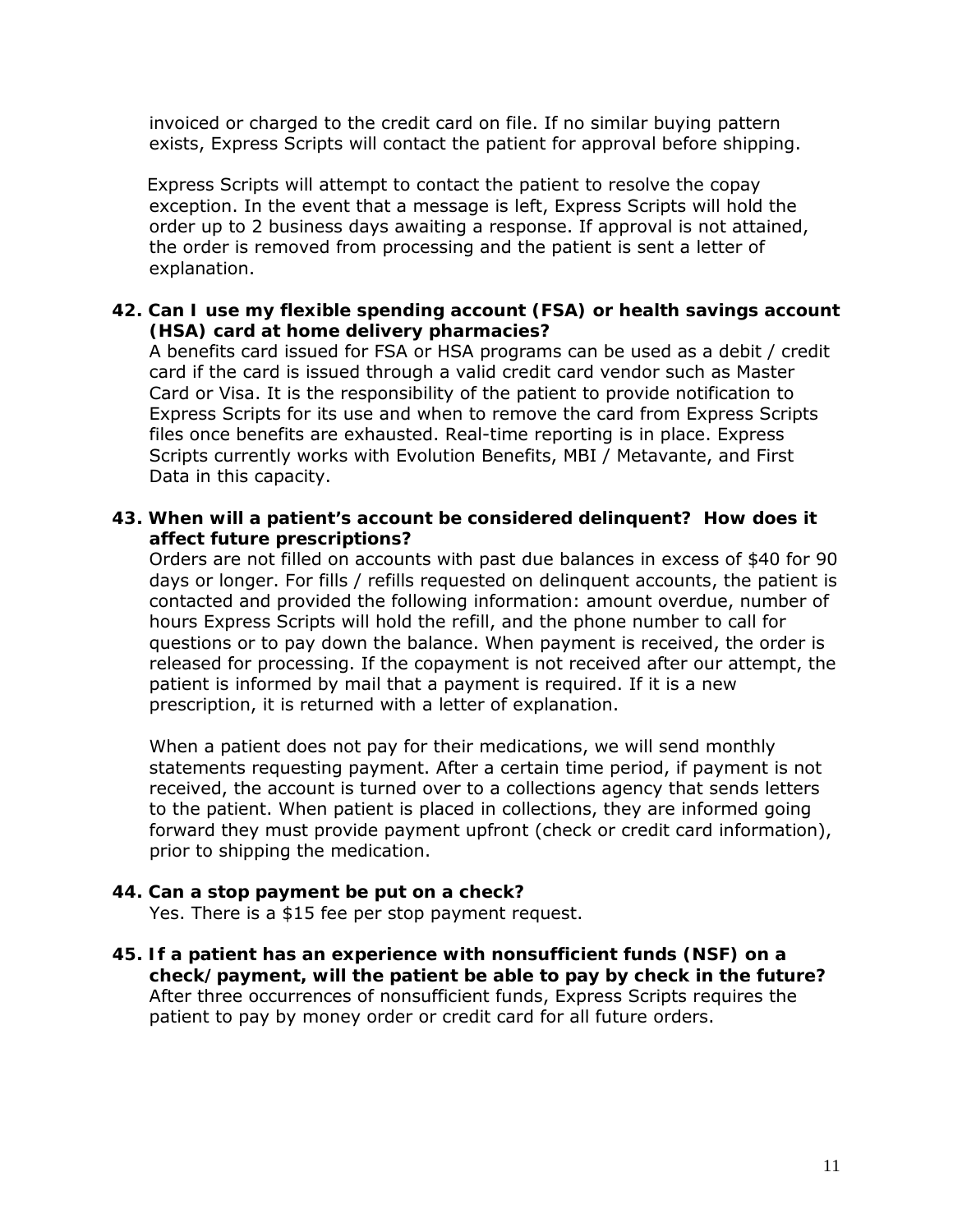invoiced or charged to the credit card on file. If no similar buying pattern exists, Express Scripts will contact the patient for approval before shipping.

Express Scripts will attempt to contact the patient to resolve the copay exception. In the event that a message is left, Express Scripts will hold the order up to 2 business days awaiting a response. If approval is not attained, the order is removed from processing and the patient is sent a letter of explanation.

**42. Can I use my flexible spending account (FSA) or health savings account (HSA) card at home delivery pharmacies?**

A benefits card issued for FSA or HSA programs can be used as a debit / credit card if the card is issued through a valid credit card vendor such as Master Card or Visa. It is the responsibility of the patient to provide notification to Express Scripts for its use and when to remove the card from Express Scripts files once benefits are exhausted. Real-time reporting is in place. Express Scripts currently works with Evolution Benefits, MBI / Metavante, and First Data in this capacity.

**43. When will a patient's account be considered delinquent? How does it affect future prescriptions?**

Orders are not filled on accounts with past due balances in excess of $40 for 90 days or longer. For fills / refills requested on delinquent accounts, the patient is contacted and provided the following information: amount overdue, number of hours Express Scripts will hold the refill, and the phone number to call for questions or to pay down the balance. When payment is received, the order is released for processing. If the copayment is not received after our attempt, the patient is informed by mail that a payment is required. If it is a new prescription, it is returned with a letter of explanation.

When a patient does not pay for their medications, we will send monthly statements requesting payment. After a certain time period, if payment is not received, the account is turned over to a collections agency that sends letters to the patient. When patient is placed in collections, they are informed going forward they must provide payment upfront (check or credit card information), prior to shipping the medication.

**44. Can a stop payment be put on a check?**

Yes. There is a $15 fee per stop payment request.

**45. If a patient has an experience with nonsufficient funds (NSF) on a check/payment, will the patient be able to pay by check in the future?**

After three occurrences of nonsufficient funds, Express Scripts requires the patient to pay by money order or credit card for all future orders.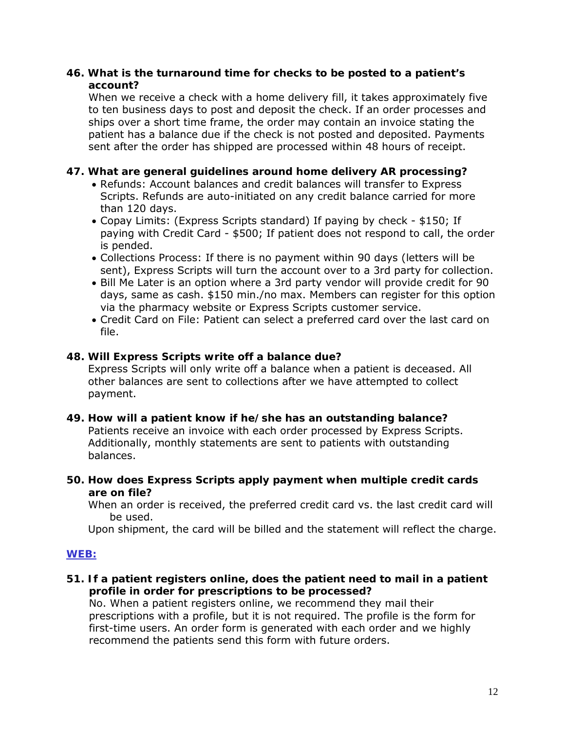**46. What is the turnaround time for checks to be posted to a patient's account?**

When we receive a check with a home delivery fill, it takes approximately five to ten business days to post and deposit the check. If an order processes and ships over a short time frame, the order may contain an invoice stating the patient has a balance due if the check is not posted and deposited. Payments sent after the order has shipped are processed within 48 hours of receipt.

**47. What are general guidelines around home delivery AR processing?**

- Refunds: Account balances and credit balances will transfer to Express Scripts. Refunds are auto-initiated on any credit balance carried for more than 120 days.
- Copay Limits: (Express Scripts standard) If paying by check - $150; If paying with Credit Card - $500; If patient does not respond to call, the order is pended.
- Collections Process: If there is no payment within 90 days (letters will be sent), Express Scripts will turn the account over to a 3rd party for collection.
- Bill Me Later is an option where a 3rd party vendor will provide credit for 90 days, same as cash. $150 min./no max. Members can register for this option via the pharmacy website or Express Scripts customer service.
- Credit Card on File: Patient can select a preferred card over the last card on file.

**48. Will Express Scripts write off a balance due?**

Express Scripts will only write off a balance when a patient is deceased. All other balances are sent to collections after we have attempted to collect payment.

**49. How will a patient know if he/she has an outstanding balance?**

Patients receive an invoice with each order processed by Express Scripts. Additionally, monthly statements are sent to patients with outstanding balances.

**50. How does Express Scripts apply payment when multiple credit cards are on file?**

When an order is received, the preferred credit card vs. the last credit card will be used.

Upon shipment, the card will be billed and the statement will reflect the charge.

## WEB:

**51. If a patient registers online, does the patient need to mail in a patient profile in order for prescriptions to be processed?**

No. When a patient registers online, we recommend they mail their prescriptions with a profile, but it is not required. The profile is the form for first-time users. An order form is generated with each order and we highly recommend the patients send this form with future orders.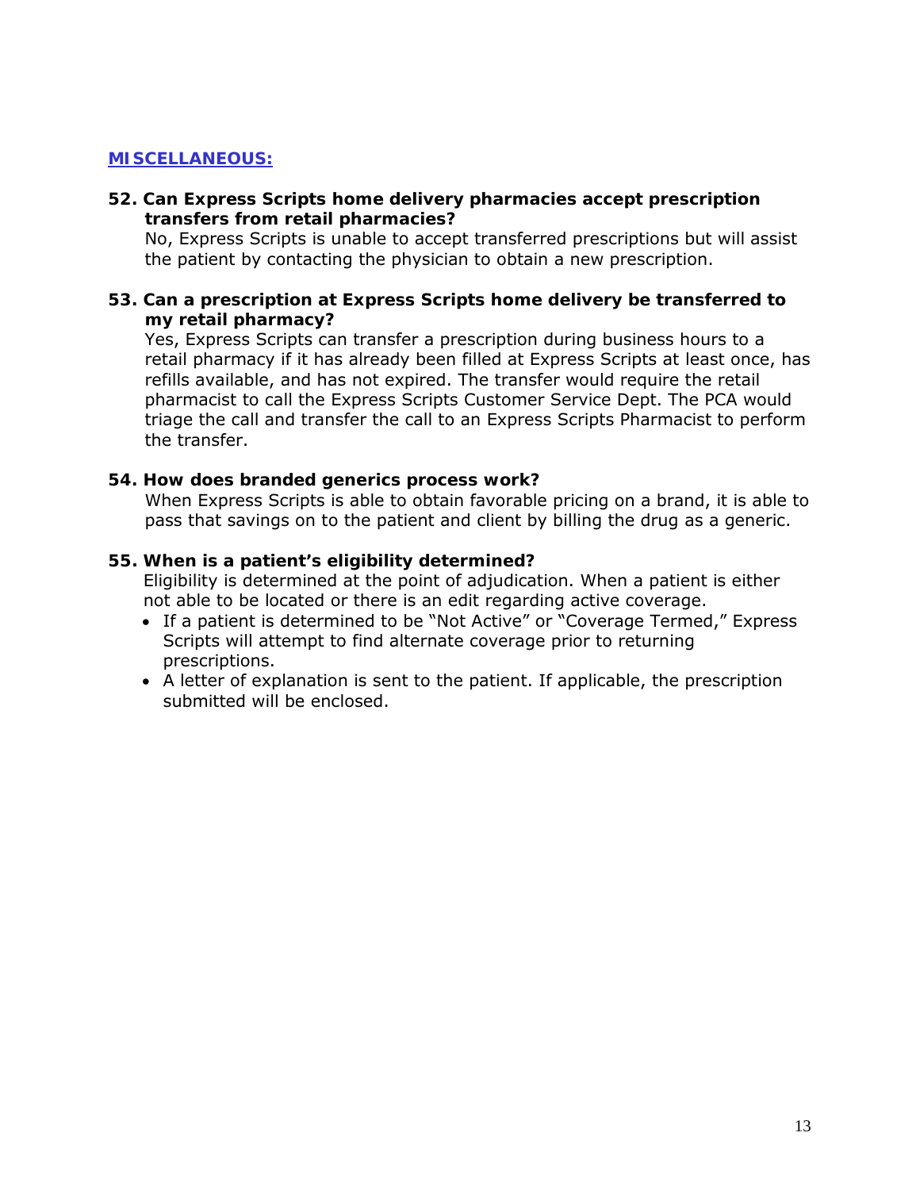## MISCELLANEOUS:

**52. Can Express Scripts home delivery pharmacies accept prescription transfers from retail pharmacies?**

No, Express Scripts is unable to accept transferred prescriptions but will assist the patient by contacting the physician to obtain a new prescription.

**53. Can a prescription at Express Scripts home delivery be transferred to my retail pharmacy?**

Yes, Express Scripts can transfer a prescription during business hours to a retail pharmacy if it has already been filled at Express Scripts at least once, has refills available, and has not expired. The transfer would require the retail pharmacist to call the Express Scripts Customer Service Dept. The PCA would triage the call and transfer the call to an Express Scripts Pharmacist to perform the transfer.

**54. How does branded generics process work?**

When Express Scripts is able to obtain favorable pricing on a brand, it is able to pass that savings on to the patient and client by billing the drug as a generic.

**55. When is a patient's eligibility determined?**

Eligibility is determined at the point of adjudication. When a patient is either not able to be located or there is an edit regarding active coverage.

- If a patient is determined to be "Not Active" or "Coverage Termed," Express Scripts will attempt to find alternate coverage prior to returning prescriptions.
- A letter of explanation is sent to the patient. If applicable, the prescription submitted will be enclosed.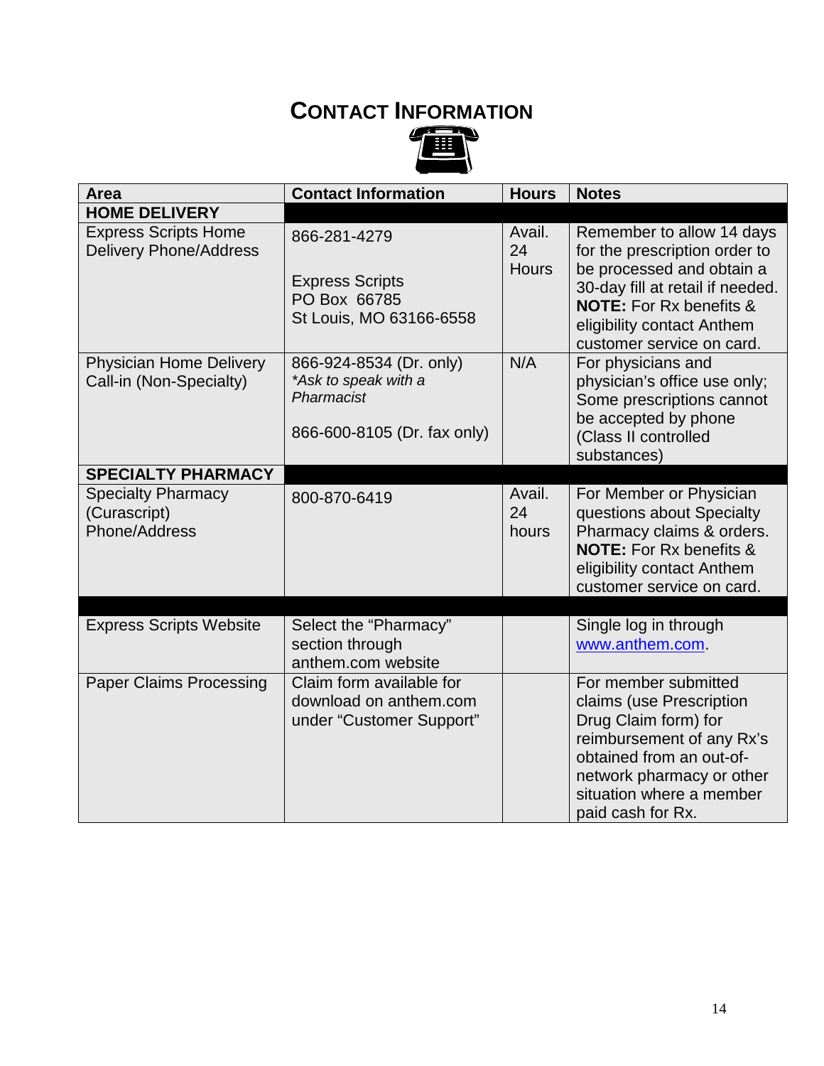# CONTACT INFORMATION

| Area | Contact Information | Hours | Notes |
|---|---|---|---|
| **HOME DELIVERY** | | | |
| Express Scripts Home Delivery Phone/Address | 866-281-4279<br><br>Express Scripts<br>PO Box 66785<br>St Louis, MO 63166-6558 | Avail. 24 Hours | Remember to allow 14 days for the prescription order to be processed and obtain a 30-day fill at retail if needed. **NOTE:** For Rx benefits & eligibility contact Anthem customer service on card. |
| Physician Home Delivery Call-in (Non-Specialty) | 866-924-8534 (Dr. only)<br>*\*Ask to speak with a Pharmacist*<br><br>866-600-8105 (Dr. fax only) | N/A | For physicians and physician's office use only; Some prescriptions cannot be accepted by phone (Class II controlled substances) |
| **SPECIALTY PHARMACY** | | | |
| Specialty Pharmacy (Curascript) Phone/Address | 800-870-6419 | Avail. 24 hours | For Member or Physician questions about Specialty Pharmacy claims & orders. **NOTE:** For Rx benefits & eligibility contact Anthem customer service on card. |
| | | | |
| Express Scripts Website | Select the "Pharmacy" section through anthem.com website | | Single log in through www.anthem.com. |
| Paper Claims Processing | Claim form available for download on anthem.com under "Customer Support" | | For member submitted claims (use Prescription Drug Claim form) for reimbursement of any Rx's obtained from an out-of-network pharmacy or other situation where a member paid cash for Rx. |